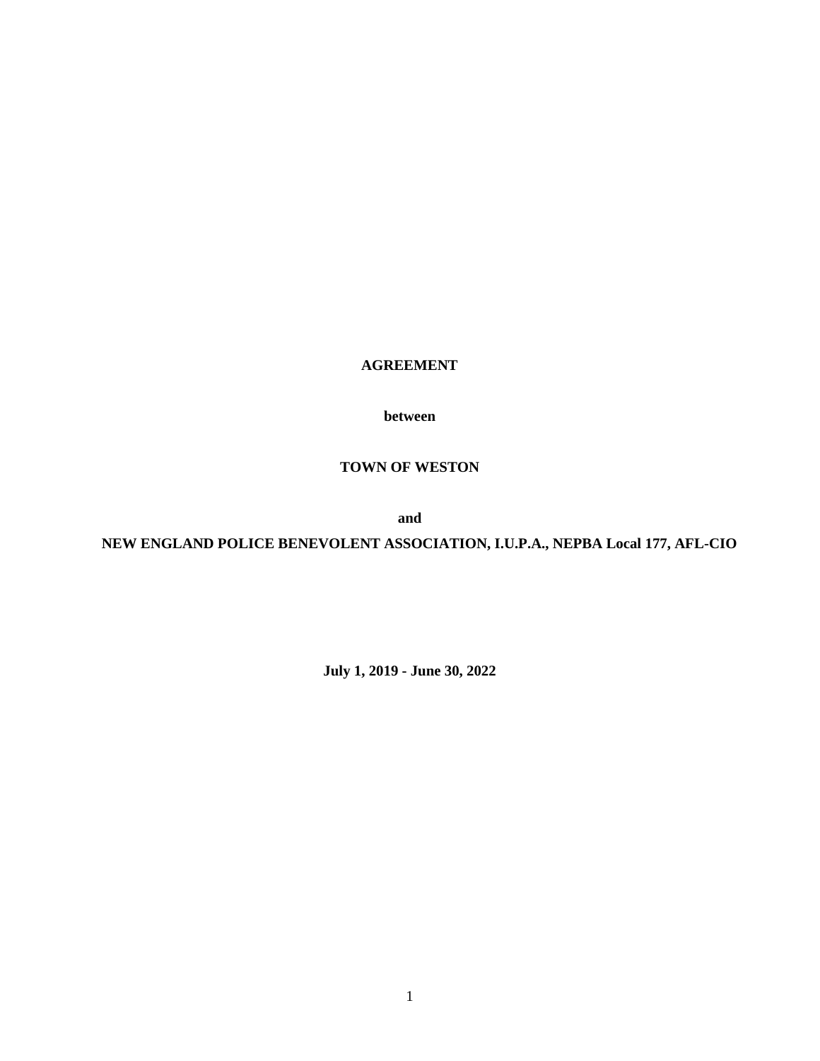**AGREEMENT**

**between**

**TOWN OF WESTON**

**and**

**NEW ENGLAND POLICE BENEVOLENT ASSOCIATION, I.U.P.A., NEPBA Local 177, AFL-CIO**

**July 1, 2019 - June 30, 2022**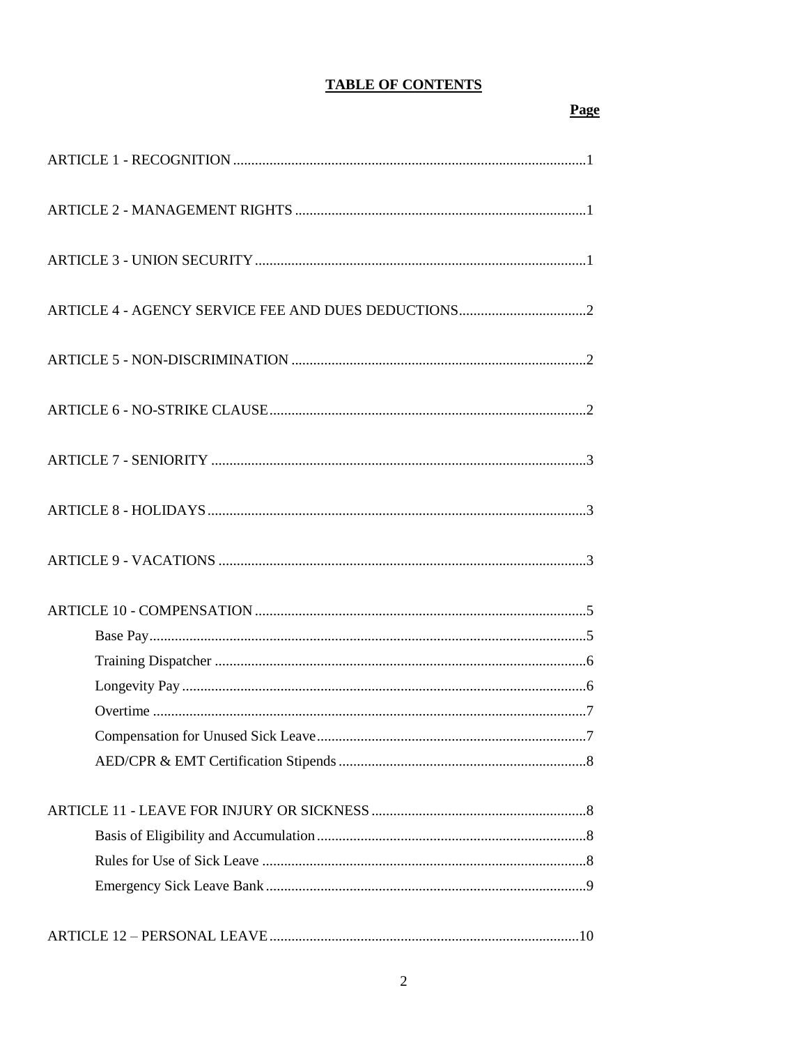**TABLE OF CONTENTS**

| | Page |
|---|---|
| ARTICLE 1 - RECOGNITION | 1 |
| ARTICLE 2 - MANAGEMENT RIGHTS | 1 |
| ARTICLE 3 - UNION SECURITY | 1 |
| ARTICLE 4 - AGENCY SERVICE FEE AND DUES DEDUCTIONS | 2 |
| ARTICLE 5 - NON-DISCRIMINATION | 2 |
| ARTICLE 6 - NO-STRIKE CLAUSE | 2 |
| ARTICLE 7 - SENIORITY | 3 |
| ARTICLE 8 - HOLIDAYS | 3 |
| ARTICLE 9 - VACATIONS | 3 |
| ARTICLE 10 - COMPENSATION | 5 |
| Base Pay | 5 |
| Training Dispatcher | 6 |
| Longevity Pay | 6 |
| Overtime | 7 |
| Compensation for Unused Sick Leave | 7 |
| AED/CPR & EMT Certification Stipends | 8 |
| ARTICLE 11 - LEAVE FOR INJURY OR SICKNESS | 8 |
| Basis of Eligibility and Accumulation | 8 |
| Rules for Use of Sick Leave | 8 |
| Emergency Sick Leave Bank | 9 |
| ARTICLE 12 – PERSONAL LEAVE | 10 |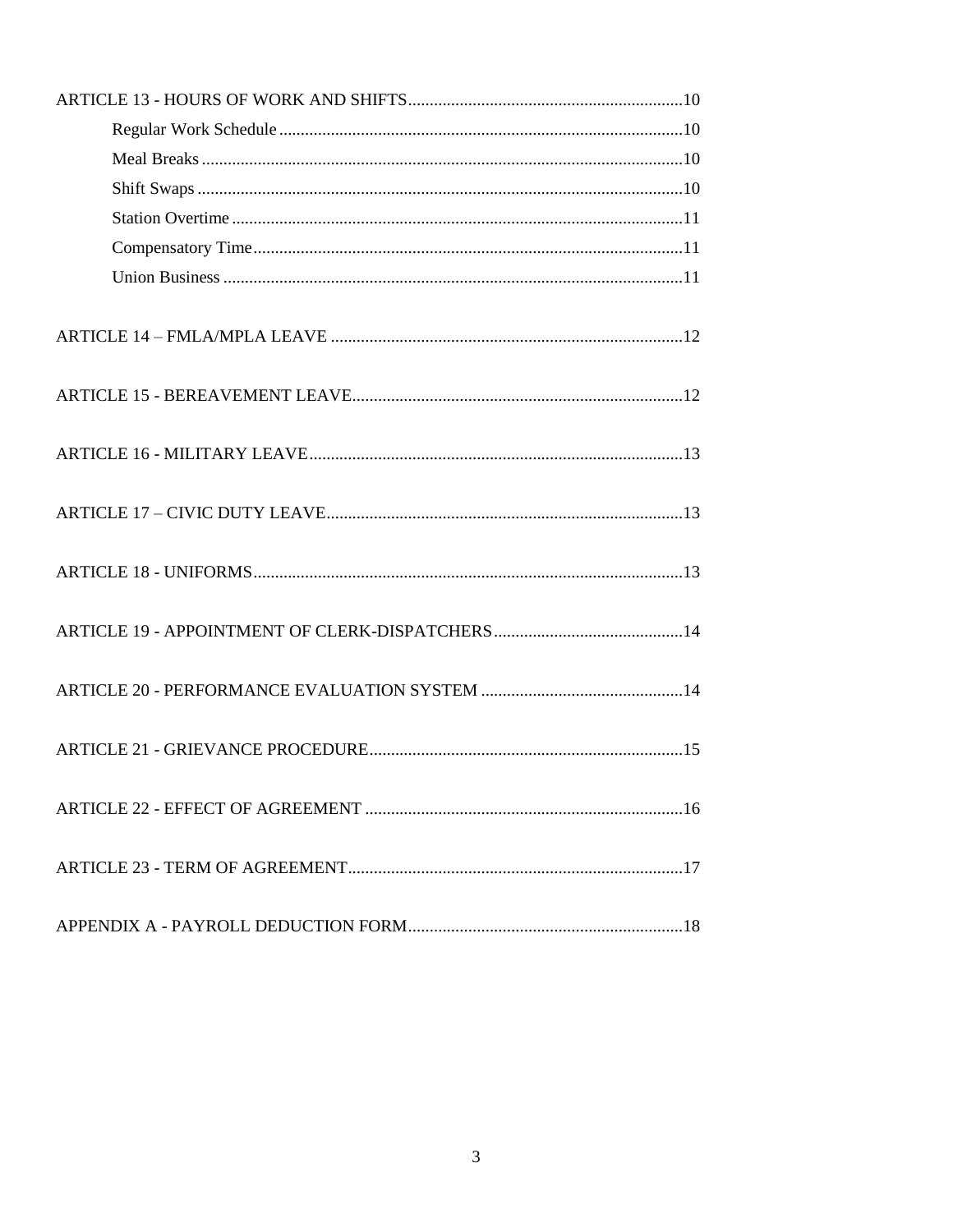ARTICLE 13 - HOURS OF WORK AND SHIFTS ................................................................10

- Regular Work Schedule ..............................................................................................10
- Meal Breaks ................................................................................................................10
- Shift Swaps .................................................................................................................10
- Station Overtime .........................................................................................................11
- Compensatory Time ....................................................................................................11
- Union Business ...........................................................................................................11

ARTICLE 14 – FMLA/MPLA LEAVE ..................................................................................12

ARTICLE 15 - BEREAVEMENT LEAVE .............................................................................12

ARTICLE 16 - MILITARY LEAVE .......................................................................................13

ARTICLE 17 – CIVIC DUTY LEAVE ...................................................................................13

ARTICLE 18 - UNIFORMS ....................................................................................................13

ARTICLE 19 - APPOINTMENT OF CLERK-DISPATCHERS ............................................14

ARTICLE 20 - PERFORMANCE EVALUATION SYSTEM ...............................................14

ARTICLE 21 - GRIEVANCE PROCEDURE .........................................................................15

ARTICLE 22 - EFFECT OF AGREEMENT ..........................................................................16

ARTICLE 23 - TERM OF AGREEMENT ..............................................................................17

APPENDIX A - PAYROLL DEDUCTION FORM ................................................................18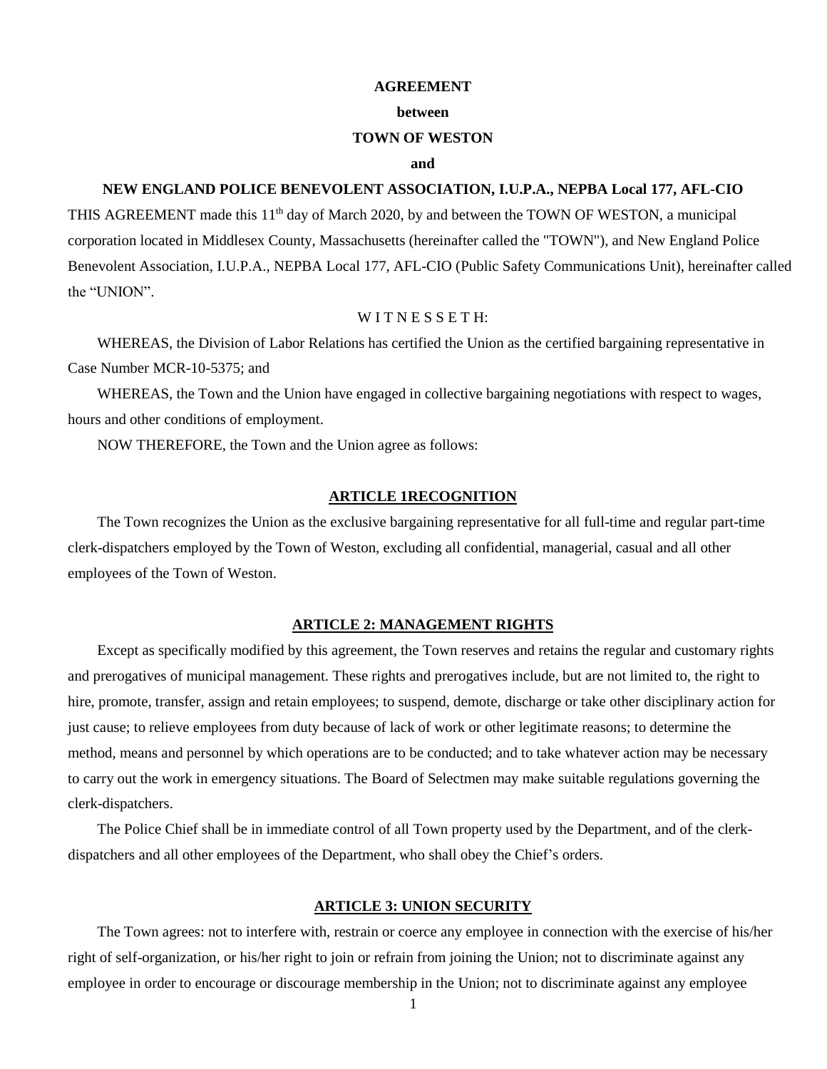**AGREEMENT**

**between**

**TOWN OF WESTON**

**and**

**NEW ENGLAND POLICE BENEVOLENT ASSOCIATION, I.U.P.A., NEPBA Local 177, AFL-CIO**

THIS AGREEMENT made this 11th day of March 2020, by and between the TOWN OF WESTON, a municipal corporation located in Middlesex County, Massachusetts (hereinafter called the "TOWN"), and New England Police Benevolent Association, I.U.P.A., NEPBA Local 177, AFL-CIO (Public Safety Communications Unit), hereinafter called the "UNION".

W I T N E S S E T H:

WHEREAS, the Division of Labor Relations has certified the Union as the certified bargaining representative in Case Number MCR-10-5375; and

WHEREAS, the Town and the Union have engaged in collective bargaining negotiations with respect to wages, hours and other conditions of employment.

NOW THEREFORE, the Town and the Union agree as follows:

## ARTICLE 1RECOGNITION

The Town recognizes the Union as the exclusive bargaining representative for all full-time and regular part-time clerk-dispatchers employed by the Town of Weston, excluding all confidential, managerial, casual and all other employees of the Town of Weston.

## ARTICLE 2: MANAGEMENT RIGHTS

Except as specifically modified by this agreement, the Town reserves and retains the regular and customary rights and prerogatives of municipal management. These rights and prerogatives include, but are not limited to, the right to hire, promote, transfer, assign and retain employees; to suspend, demote, discharge or take other disciplinary action for just cause; to relieve employees from duty because of lack of work or other legitimate reasons; to determine the method, means and personnel by which operations are to be conducted; and to take whatever action may be necessary to carry out the work in emergency situations. The Board of Selectmen may make suitable regulations governing the clerk-dispatchers.

The Police Chief shall be in immediate control of all Town property used by the Department, and of the clerk-dispatchers and all other employees of the Department, who shall obey the Chief's orders.

## ARTICLE 3: UNION SECURITY

The Town agrees: not to interfere with, restrain or coerce any employee in connection with the exercise of his/her right of self-organization, or his/her right to join or refrain from joining the Union; not to discriminate against any employee in order to encourage or discourage membership in the Union; not to discriminate against any employee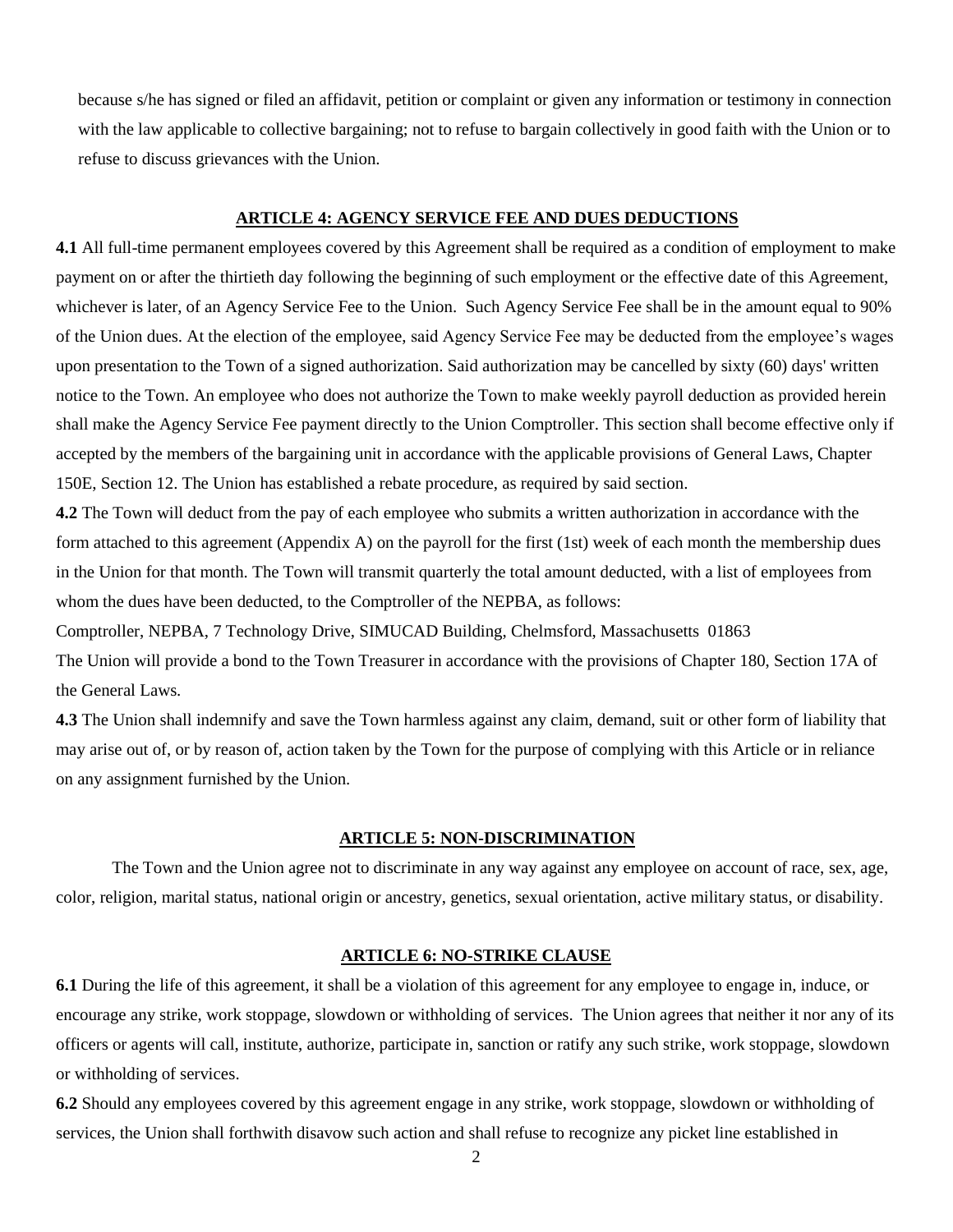because s/he has signed or filed an affidavit, petition or complaint or given any information or testimony in connection with the law applicable to collective bargaining; not to refuse to bargain collectively in good faith with the Union or to refuse to discuss grievances with the Union.

## ARTICLE 4: AGENCY SERVICE FEE AND DUES DEDUCTIONS

**4.1** All full-time permanent employees covered by this Agreement shall be required as a condition of employment to make payment on or after the thirtieth day following the beginning of such employment or the effective date of this Agreement, whichever is later, of an Agency Service Fee to the Union. Such Agency Service Fee shall be in the amount equal to 90% of the Union dues. At the election of the employee, said Agency Service Fee may be deducted from the employee's wages upon presentation to the Town of a signed authorization. Said authorization may be cancelled by sixty (60) days' written notice to the Town. An employee who does not authorize the Town to make weekly payroll deduction as provided herein shall make the Agency Service Fee payment directly to the Union Comptroller. This section shall become effective only if accepted by the members of the bargaining unit in accordance with the applicable provisions of General Laws, Chapter 150E, Section 12. The Union has established a rebate procedure, as required by said section.

**4.2** The Town will deduct from the pay of each employee who submits a written authorization in accordance with the form attached to this agreement (Appendix A) on the payroll for the first (1st) week of each month the membership dues in the Union for that month. The Town will transmit quarterly the total amount deducted, with a list of employees from whom the dues have been deducted, to the Comptroller of the NEPBA, as follows:

Comptroller, NEPBA, 7 Technology Drive, SIMUCAD Building, Chelmsford, Massachusetts 01863

The Union will provide a bond to the Town Treasurer in accordance with the provisions of Chapter 180, Section 17A of the General Laws.

**4.3** The Union shall indemnify and save the Town harmless against any claim, demand, suit or other form of liability that may arise out of, or by reason of, action taken by the Town for the purpose of complying with this Article or in reliance on any assignment furnished by the Union.

## ARTICLE 5: NON-DISCRIMINATION

The Town and the Union agree not to discriminate in any way against any employee on account of race, sex, age, color, religion, marital status, national origin or ancestry, genetics, sexual orientation, active military status, or disability.

## ARTICLE 6: NO-STRIKE CLAUSE

**6.1** During the life of this agreement, it shall be a violation of this agreement for any employee to engage in, induce, or encourage any strike, work stoppage, slowdown or withholding of services. The Union agrees that neither it nor any of its officers or agents will call, institute, authorize, participate in, sanction or ratify any such strike, work stoppage, slowdown or withholding of services.

**6.2** Should any employees covered by this agreement engage in any strike, work stoppage, slowdown or withholding of services, the Union shall forthwith disavow such action and shall refuse to recognize any picket line established in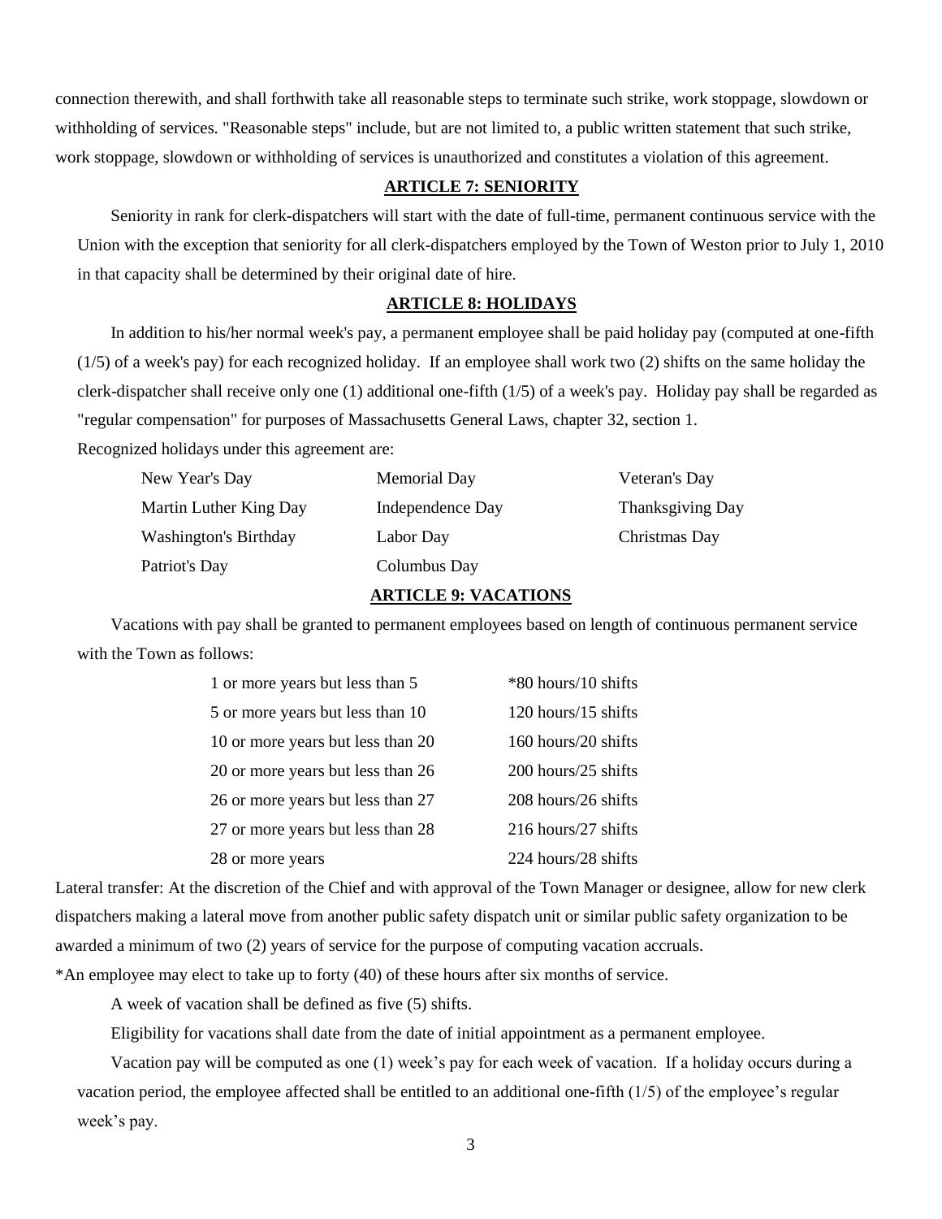connection therewith, and shall forthwith take all reasonable steps to terminate such strike, work stoppage, slowdown or withholding of services. "Reasonable steps" include, but are not limited to, a public written statement that such strike, work stoppage, slowdown or withholding of services is unauthorized and constitutes a violation of this agreement.

## ARTICLE 7: SENIORITY

Seniority in rank for clerk-dispatchers will start with the date of full-time, permanent continuous service with the Union with the exception that seniority for all clerk-dispatchers employed by the Town of Weston prior to July 1, 2010 in that capacity shall be determined by their original date of hire.

## ARTICLE 8: HOLIDAYS

In addition to his/her normal week's pay, a permanent employee shall be paid holiday pay (computed at one-fifth (1/5) of a week's pay) for each recognized holiday. If an employee shall work two (2) shifts on the same holiday the clerk-dispatcher shall receive only one (1) additional one-fifth (1/5) of a week's pay. Holiday pay shall be regarded as "regular compensation" for purposes of Massachusetts General Laws, chapter 32, section 1.

Recognized holidays under this agreement are:

| | | |
|---|---|---|
| New Year's Day | Memorial Day | Veteran's Day |
| Martin Luther King Day | Independence Day | Thanksgiving Day |
| Washington's Birthday | Labor Day | Christmas Day |
| Patriot's Day | Columbus Day | |

## ARTICLE 9: VACATIONS

Vacations with pay shall be granted to permanent employees based on length of continuous permanent service with the Town as follows:

| | |
|---|---|
| 1 or more years but less than 5 | *80 hours/10 shifts |
| 5 or more years but less than 10 | 120 hours/15 shifts |
| 10 or more years but less than 20 | 160 hours/20 shifts |
| 20 or more years but less than 26 | 200 hours/25 shifts |
| 26 or more years but less than 27 | 208 hours/26 shifts |
| 27 or more years but less than 28 | 216 hours/27 shifts |
| 28 or more years | 224 hours/28 shifts |

Lateral transfer: At the discretion of the Chief and with approval of the Town Manager or designee, allow for new clerk dispatchers making a lateral move from another public safety dispatch unit or similar public safety organization to be awarded a minimum of two (2) years of service for the purpose of computing vacation accruals.

*An employee may elect to take up to forty (40) of these hours after six months of service.

A week of vacation shall be defined as five (5) shifts.

Eligibility for vacations shall date from the date of initial appointment as a permanent employee.

Vacation pay will be computed as one (1) week's pay for each week of vacation. If a holiday occurs during a vacation period, the employee affected shall be entitled to an additional one-fifth (1/5) of the employee's regular week's pay.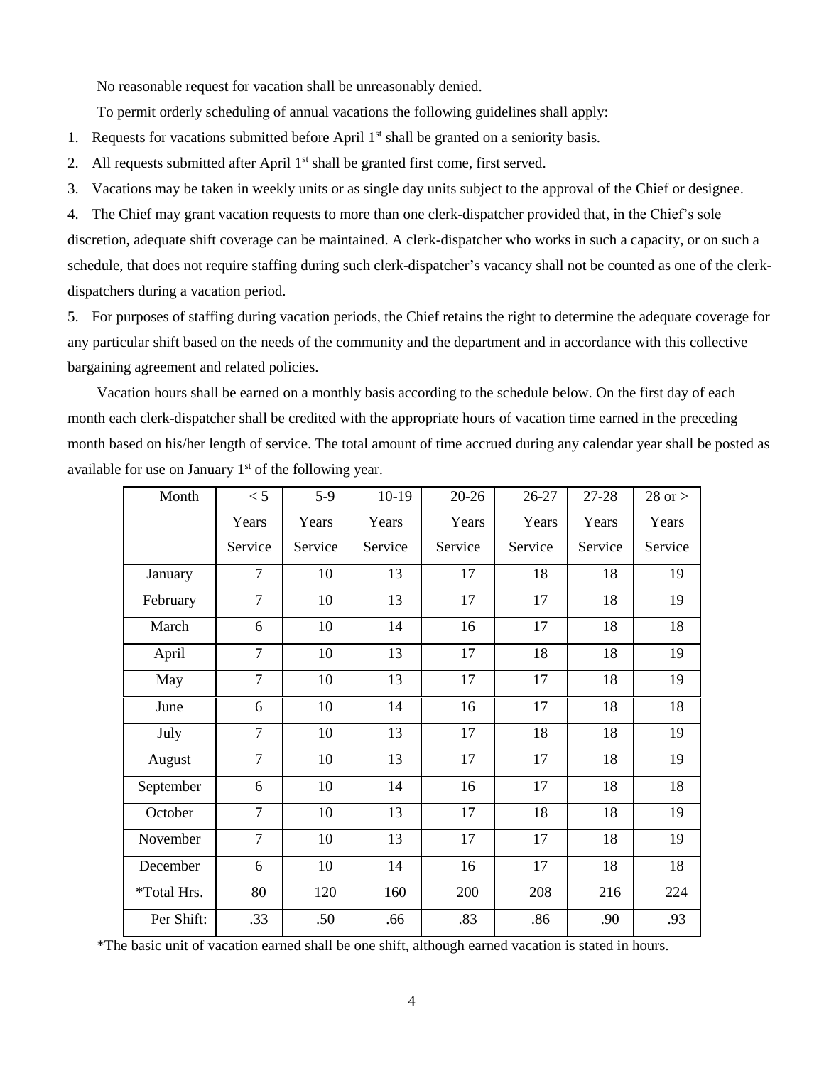No reasonable request for vacation shall be unreasonably denied.

To permit orderly scheduling of annual vacations the following guidelines shall apply:

1. Requests for vacations submitted before April 1st shall be granted on a seniority basis.
2. All requests submitted after April 1st shall be granted first come, first served.
3. Vacations may be taken in weekly units or as single day units subject to the approval of the Chief or designee.
4. The Chief may grant vacation requests to more than one clerk-dispatcher provided that, in the Chief's sole discretion, adequate shift coverage can be maintained. A clerk-dispatcher who works in such a capacity, or on such a schedule, that does not require staffing during such clerk-dispatcher's vacancy shall not be counted as one of the clerk-dispatchers during a vacation period.
5. For purposes of staffing during vacation periods, the Chief retains the right to determine the adequate coverage for any particular shift based on the needs of the community and the department and in accordance with this collective bargaining agreement and related policies.

Vacation hours shall be earned on a monthly basis according to the schedule below. On the first day of each month each clerk-dispatcher shall be credited with the appropriate hours of vacation time earned in the preceding month based on his/her length of service. The total amount of time accrued during any calendar year shall be posted as available for use on January 1st of the following year.

| Month | < 5 Years Service | 5-9 Years Service | 10-19 Years Service | 20-26 Years Service | 26-27 Years Service | 27-28 Years Service | 28 or > Years Service |
|---|---|---|---|---|---|---|---|
| January | 7 | 10 | 13 | 17 | 18 | 18 | 19 |
| February | 7 | 10 | 13 | 17 | 17 | 18 | 19 |
| March | 6 | 10 | 14 | 16 | 17 | 18 | 18 |
| April | 7 | 10 | 13 | 17 | 18 | 18 | 19 |
| May | 7 | 10 | 13 | 17 | 17 | 18 | 19 |
| June | 6 | 10 | 14 | 16 | 17 | 18 | 18 |
| July | 7 | 10 | 13 | 17 | 18 | 18 | 19 |
| August | 7 | 10 | 13 | 17 | 17 | 18 | 19 |
| September | 6 | 10 | 14 | 16 | 17 | 18 | 18 |
| October | 7 | 10 | 13 | 17 | 18 | 18 | 19 |
| November | 7 | 10 | 13 | 17 | 17 | 18 | 19 |
| December | 6 | 10 | 14 | 16 | 17 | 18 | 18 |
| *Total Hrs. | 80 | 120 | 160 | 200 | 208 | 216 | 224 |
| Per Shift: | .33 | .50 | .66 | .83 | .86 | .90 | .93 |

*The basic unit of vacation earned shall be one shift, although earned vacation is stated in hours.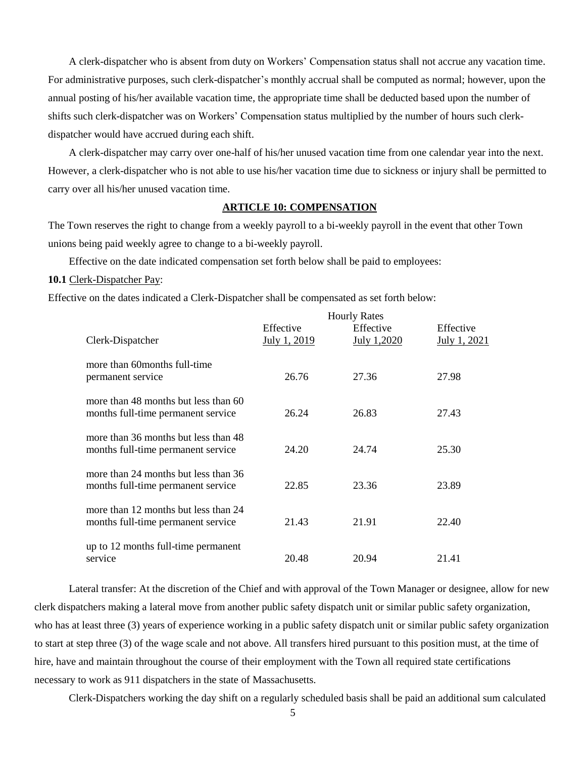A clerk-dispatcher who is absent from duty on Workers' Compensation status shall not accrue any vacation time. For administrative purposes, such clerk-dispatcher's monthly accrual shall be computed as normal; however, upon the annual posting of his/her available vacation time, the appropriate time shall be deducted based upon the number of shifts such clerk-dispatcher was on Workers' Compensation status multiplied by the number of hours such clerk-dispatcher would have accrued during each shift.

A clerk-dispatcher may carry over one-half of his/her unused vacation time from one calendar year into the next. However, a clerk-dispatcher who is not able to use his/her vacation time due to sickness or injury shall be permitted to carry over all his/her unused vacation time.

## ARTICLE 10: COMPENSATION

The Town reserves the right to change from a weekly payroll to a bi-weekly payroll in the event that other Town unions being paid weekly agree to change to a bi-weekly payroll.

Effective on the date indicated compensation set forth below shall be paid to employees:

**10.1** Clerk-Dispatcher Pay:

Effective on the dates indicated a Clerk-Dispatcher shall be compensated as set forth below:

| | Hourly Rates | | |
|---|---|---|---|
| Clerk-Dispatcher | Effective July 1, 2019 | Effective July 1,2020 | Effective July 1, 2021 |
| more than 60months full-time permanent service | 26.76 | 27.36 | 27.98 |
| more than 48 months but less than 60 months full-time permanent service | 26.24 | 26.83 | 27.43 |
| more than 36 months but less than 48 months full-time permanent service | 24.20 | 24.74 | 25.30 |
| more than 24 months but less than 36 months full-time permanent service | 22.85 | 23.36 | 23.89 |
| more than 12 months but less than 24 months full-time permanent service | 21.43 | 21.91 | 22.40 |
| up to 12 months full-time permanent service | 20.48 | 20.94 | 21.41 |

Lateral transfer: At the discretion of the Chief and with approval of the Town Manager or designee, allow for new clerk dispatchers making a lateral move from another public safety dispatch unit or similar public safety organization, who has at least three (3) years of experience working in a public safety dispatch unit or similar public safety organization to start at step three (3) of the wage scale and not above. All transfers hired pursuant to this position must, at the time of hire, have and maintain throughout the course of their employment with the Town all required state certifications necessary to work as 911 dispatchers in the state of Massachusetts.

Clerk-Dispatchers working the day shift on a regularly scheduled basis shall be paid an additional sum calculated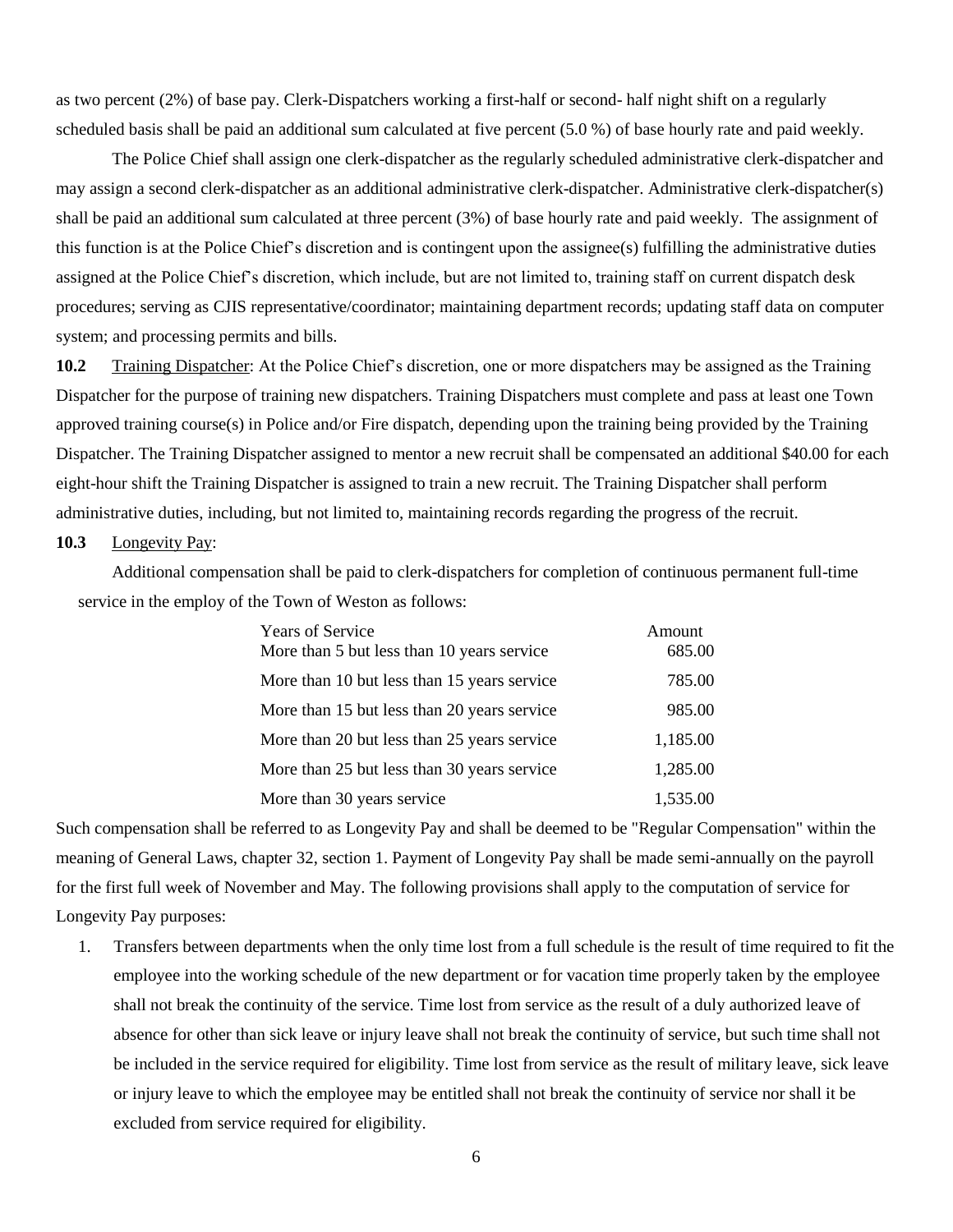as two percent (2%) of base pay. Clerk-Dispatchers working a first-half or second- half night shift on a regularly scheduled basis shall be paid an additional sum calculated at five percent (5.0 %) of base hourly rate and paid weekly.

The Police Chief shall assign one clerk-dispatcher as the regularly scheduled administrative clerk-dispatcher and may assign a second clerk-dispatcher as an additional administrative clerk-dispatcher. Administrative clerk-dispatcher(s) shall be paid an additional sum calculated at three percent (3%) of base hourly rate and paid weekly. The assignment of this function is at the Police Chief's discretion and is contingent upon the assignee(s) fulfilling the administrative duties assigned at the Police Chief's discretion, which include, but are not limited to, training staff on current dispatch desk procedures; serving as CJIS representative/coordinator; maintaining department records; updating staff data on computer system; and processing permits and bills.

**10.2** Training Dispatcher: At the Police Chief's discretion, one or more dispatchers may be assigned as the Training Dispatcher for the purpose of training new dispatchers. Training Dispatchers must complete and pass at least one Town approved training course(s) in Police and/or Fire dispatch, depending upon the training being provided by the Training Dispatcher. The Training Dispatcher assigned to mentor a new recruit shall be compensated an additional $40.00 for each eight-hour shift the Training Dispatcher is assigned to train a new recruit. The Training Dispatcher shall perform administrative duties, including, but not limited to, maintaining records regarding the progress of the recruit.

**10.3** Longevity Pay:

Additional compensation shall be paid to clerk-dispatchers for completion of continuous permanent full-time service in the employ of the Town of Weston as follows:

| Years of Service | Amount |
|---|---|
| More than 5 but less than 10 years service | 685.00 |
| More than 10 but less than 15 years service | 785.00 |
| More than 15 but less than 20 years service | 985.00 |
| More than 20 but less than 25 years service | 1,185.00 |
| More than 25 but less than 30 years service | 1,285.00 |
| More than 30 years service | 1,535.00 |

Such compensation shall be referred to as Longevity Pay and shall be deemed to be "Regular Compensation" within the meaning of General Laws, chapter 32, section 1. Payment of Longevity Pay shall be made semi-annually on the payroll for the first full week of November and May. The following provisions shall apply to the computation of service for Longevity Pay purposes:

1. Transfers between departments when the only time lost from a full schedule is the result of time required to fit the employee into the working schedule of the new department or for vacation time properly taken by the employee shall not break the continuity of the service. Time lost from service as the result of a duly authorized leave of absence for other than sick leave or injury leave shall not break the continuity of service, but such time shall not be included in the service required for eligibility. Time lost from service as the result of military leave, sick leave or injury leave to which the employee may be entitled shall not break the continuity of service nor shall it be excluded from service required for eligibility.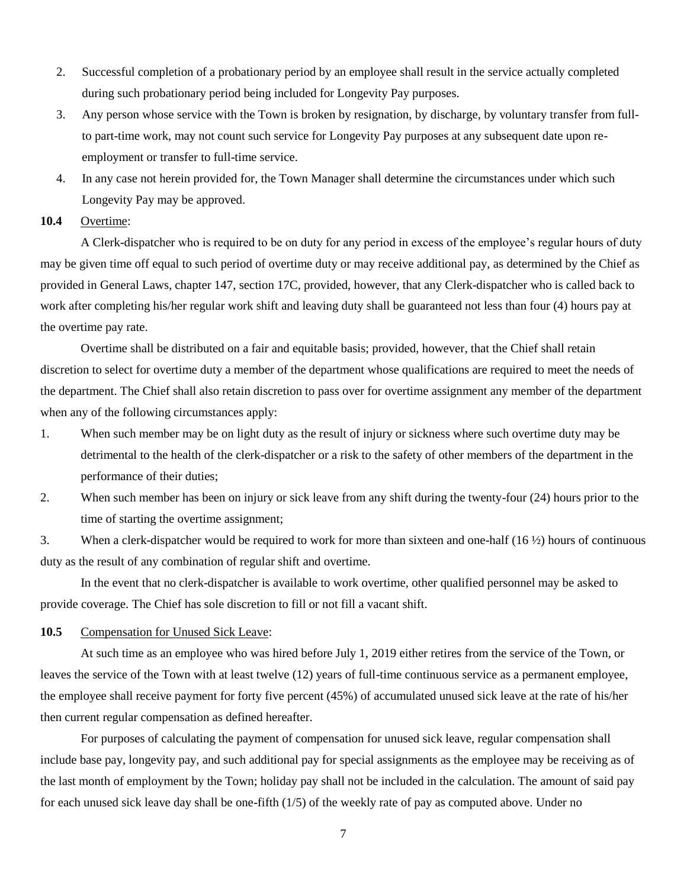2. Successful completion of a probationary period by an employee shall result in the service actually completed during such probationary period being included for Longevity Pay purposes.
3. Any person whose service with the Town is broken by resignation, by discharge, by voluntary transfer from full- to part-time work, may not count such service for Longevity Pay purposes at any subsequent date upon re-employment or transfer to full-time service.
4. In any case not herein provided for, the Town Manager shall determine the circumstances under which such Longevity Pay may be approved.

**10.4** Overtime:

A Clerk-dispatcher who is required to be on duty for any period in excess of the employee's regular hours of duty may be given time off equal to such period of overtime duty or may receive additional pay, as determined by the Chief as provided in General Laws, chapter 147, section 17C, provided, however, that any Clerk-dispatcher who is called back to work after completing his/her regular work shift and leaving duty shall be guaranteed not less than four (4) hours pay at the overtime pay rate.

Overtime shall be distributed on a fair and equitable basis; provided, however, that the Chief shall retain discretion to select for overtime duty a member of the department whose qualifications are required to meet the needs of the department. The Chief shall also retain discretion to pass over for overtime assignment any member of the department when any of the following circumstances apply:

1. When such member may be on light duty as the result of injury or sickness where such overtime duty may be detrimental to the health of the clerk-dispatcher or a risk to the safety of other members of the department in the performance of their duties;
2. When such member has been on injury or sick leave from any shift during the twenty-four (24) hours prior to the time of starting the overtime assignment;
3. When a clerk-dispatcher would be required to work for more than sixteen and one-half (16 ½) hours of continuous duty as the result of any combination of regular shift and overtime.

In the event that no clerk-dispatcher is available to work overtime, other qualified personnel may be asked to provide coverage. The Chief has sole discretion to fill or not fill a vacant shift.

**10.5** Compensation for Unused Sick Leave:

At such time as an employee who was hired before July 1, 2019 either retires from the service of the Town, or leaves the service of the Town with at least twelve (12) years of full-time continuous service as a permanent employee, the employee shall receive payment for forty five percent (45%) of accumulated unused sick leave at the rate of his/her then current regular compensation as defined hereafter.

For purposes of calculating the payment of compensation for unused sick leave, regular compensation shall include base pay, longevity pay, and such additional pay for special assignments as the employee may be receiving as of the last month of employment by the Town; holiday pay shall not be included in the calculation. The amount of said pay for each unused sick leave day shall be one-fifth (1/5) of the weekly rate of pay as computed above. Under no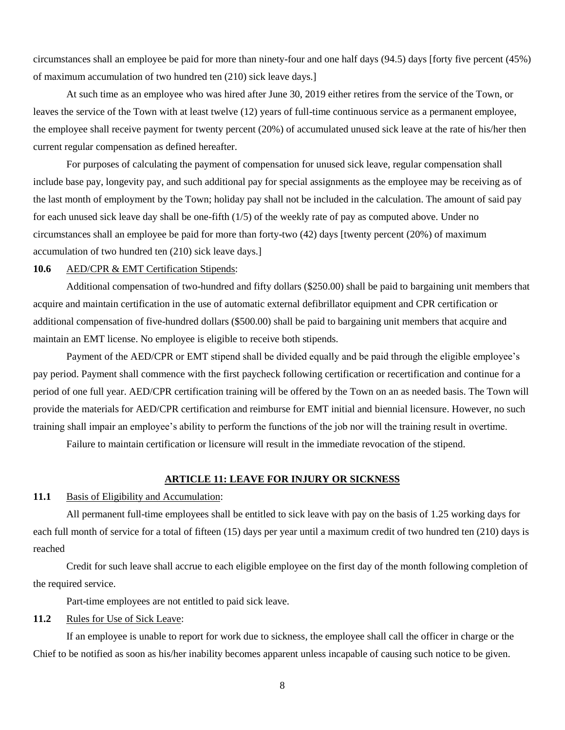circumstances shall an employee be paid for more than ninety-four and one half days (94.5) days [forty five percent (45%) of maximum accumulation of two hundred ten (210) sick leave days.]

At such time as an employee who was hired after June 30, 2019 either retires from the service of the Town, or leaves the service of the Town with at least twelve (12) years of full-time continuous service as a permanent employee, the employee shall receive payment for twenty percent (20%) of accumulated unused sick leave at the rate of his/her then current regular compensation as defined hereafter.

For purposes of calculating the payment of compensation for unused sick leave, regular compensation shall include base pay, longevity pay, and such additional pay for special assignments as the employee may be receiving as of the last month of employment by the Town; holiday pay shall not be included in the calculation. The amount of said pay for each unused sick leave day shall be one-fifth (1/5) of the weekly rate of pay as computed above. Under no circumstances shall an employee be paid for more than forty-two (42) days [twenty percent (20%) of maximum accumulation of two hundred ten (210) sick leave days.]

**10.6** AED/CPR & EMT Certification Stipends:

Additional compensation of two-hundred and fifty dollars ($250.00) shall be paid to bargaining unit members that acquire and maintain certification in the use of automatic external defibrillator equipment and CPR certification or additional compensation of five-hundred dollars ($500.00) shall be paid to bargaining unit members that acquire and maintain an EMT license. No employee is eligible to receive both stipends.

Payment of the AED/CPR or EMT stipend shall be divided equally and be paid through the eligible employee's pay period. Payment shall commence with the first paycheck following certification or recertification and continue for a period of one full year. AED/CPR certification training will be offered by the Town on an as needed basis. The Town will provide the materials for AED/CPR certification and reimburse for EMT initial and biennial licensure. However, no such training shall impair an employee's ability to perform the functions of the job nor will the training result in overtime.

Failure to maintain certification or licensure will result in the immediate revocation of the stipend.

## ARTICLE 11: LEAVE FOR INJURY OR SICKNESS

**11.1** Basis of Eligibility and Accumulation:

All permanent full-time employees shall be entitled to sick leave with pay on the basis of 1.25 working days for each full month of service for a total of fifteen (15) days per year until a maximum credit of two hundred ten (210) days is reached

Credit for such leave shall accrue to each eligible employee on the first day of the month following completion of the required service.

Part-time employees are not entitled to paid sick leave.

**11.2** Rules for Use of Sick Leave:

If an employee is unable to report for work due to sickness, the employee shall call the officer in charge or the Chief to be notified as soon as his/her inability becomes apparent unless incapable of causing such notice to be given.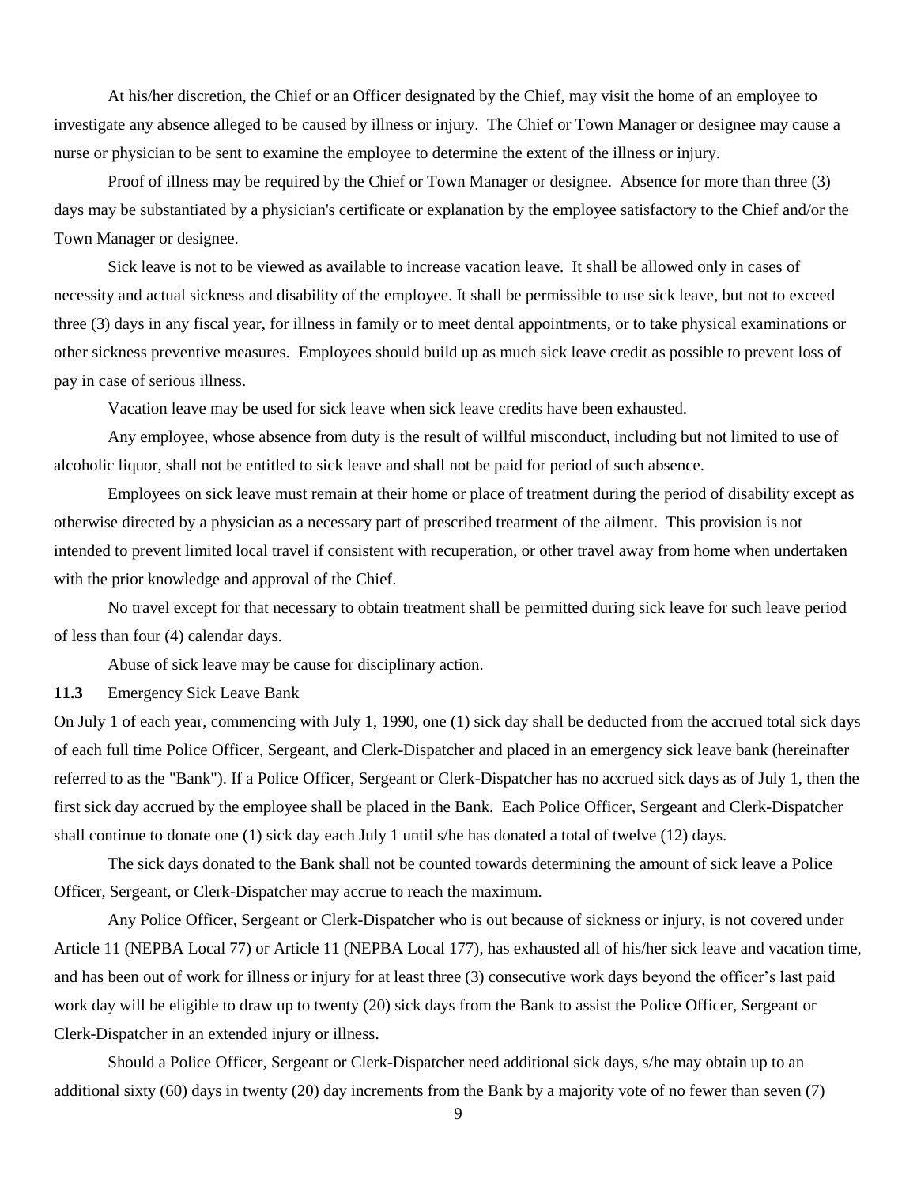At his/her discretion, the Chief or an Officer designated by the Chief, may visit the home of an employee to investigate any absence alleged to be caused by illness or injury. The Chief or Town Manager or designee may cause a nurse or physician to be sent to examine the employee to determine the extent of the illness or injury.

Proof of illness may be required by the Chief or Town Manager or designee. Absence for more than three (3) days may be substantiated by a physician's certificate or explanation by the employee satisfactory to the Chief and/or the Town Manager or designee.

Sick leave is not to be viewed as available to increase vacation leave. It shall be allowed only in cases of necessity and actual sickness and disability of the employee. It shall be permissible to use sick leave, but not to exceed three (3) days in any fiscal year, for illness in family or to meet dental appointments, or to take physical examinations or other sickness preventive measures. Employees should build up as much sick leave credit as possible to prevent loss of pay in case of serious illness.

Vacation leave may be used for sick leave when sick leave credits have been exhausted.

Any employee, whose absence from duty is the result of willful misconduct, including but not limited to use of alcoholic liquor, shall not be entitled to sick leave and shall not be paid for period of such absence.

Employees on sick leave must remain at their home or place of treatment during the period of disability except as otherwise directed by a physician as a necessary part of prescribed treatment of the ailment. This provision is not intended to prevent limited local travel if consistent with recuperation, or other travel away from home when undertaken with the prior knowledge and approval of the Chief.

No travel except for that necessary to obtain treatment shall be permitted during sick leave for such leave period of less than four (4) calendar days.

Abuse of sick leave may be cause for disciplinary action.

**11.3** Emergency Sick Leave Bank

On July 1 of each year, commencing with July 1, 1990, one (1) sick day shall be deducted from the accrued total sick days of each full time Police Officer, Sergeant, and Clerk-Dispatcher and placed in an emergency sick leave bank (hereinafter referred to as the "Bank"). If a Police Officer, Sergeant or Clerk-Dispatcher has no accrued sick days as of July 1, then the first sick day accrued by the employee shall be placed in the Bank. Each Police Officer, Sergeant and Clerk-Dispatcher shall continue to donate one (1) sick day each July 1 until s/he has donated a total of twelve (12) days.

The sick days donated to the Bank shall not be counted towards determining the amount of sick leave a Police Officer, Sergeant, or Clerk-Dispatcher may accrue to reach the maximum.

Any Police Officer, Sergeant or Clerk-Dispatcher who is out because of sickness or injury, is not covered under Article 11 (NEPBA Local 77) or Article 11 (NEPBA Local 177), has exhausted all of his/her sick leave and vacation time, and has been out of work for illness or injury for at least three (3) consecutive work days beyond the officer's last paid work day will be eligible to draw up to twenty (20) sick days from the Bank to assist the Police Officer, Sergeant or Clerk-Dispatcher in an extended injury or illness.

Should a Police Officer, Sergeant or Clerk-Dispatcher need additional sick days, s/he may obtain up to an additional sixty (60) days in twenty (20) day increments from the Bank by a majority vote of no fewer than seven (7)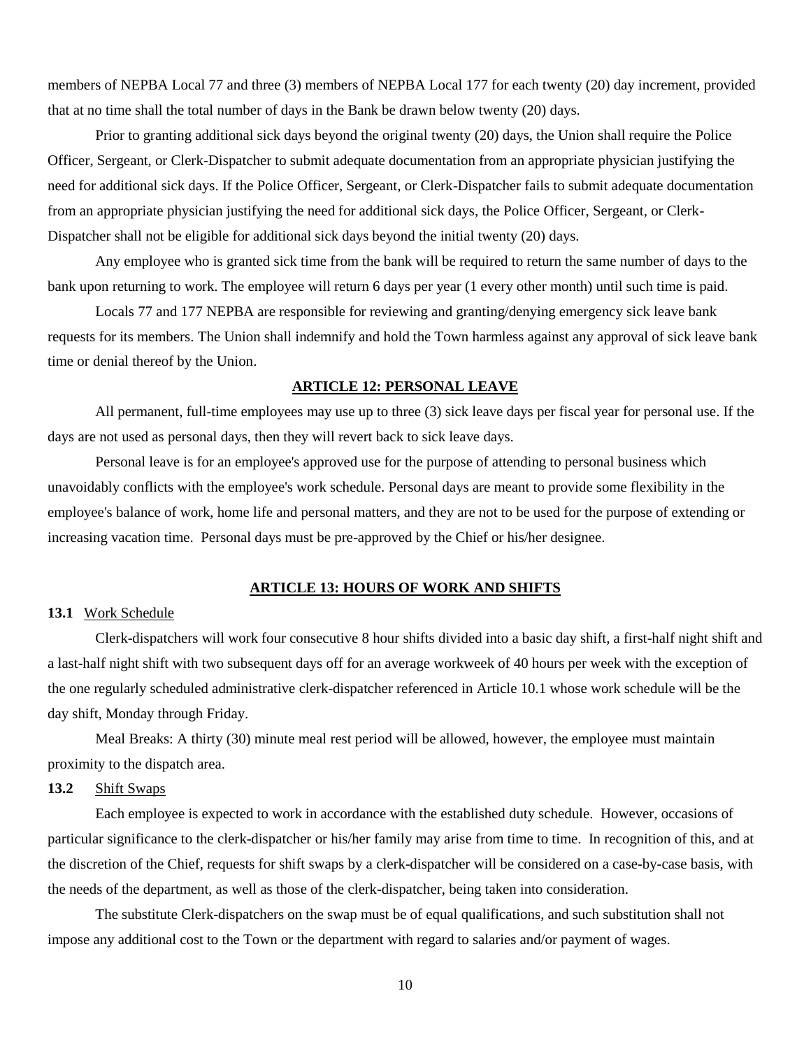members of NEPBA Local 77 and three (3) members of NEPBA Local 177 for each twenty (20) day increment, provided that at no time shall the total number of days in the Bank be drawn below twenty (20) days.

Prior to granting additional sick days beyond the original twenty (20) days, the Union shall require the Police Officer, Sergeant, or Clerk-Dispatcher to submit adequate documentation from an appropriate physician justifying the need for additional sick days. If the Police Officer, Sergeant, or Clerk-Dispatcher fails to submit adequate documentation from an appropriate physician justifying the need for additional sick days, the Police Officer, Sergeant, or Clerk-Dispatcher shall not be eligible for additional sick days beyond the initial twenty (20) days.

Any employee who is granted sick time from the bank will be required to return the same number of days to the bank upon returning to work. The employee will return 6 days per year (1 every other month) until such time is paid.

Locals 77 and 177 NEPBA are responsible for reviewing and granting/denying emergency sick leave bank requests for its members. The Union shall indemnify and hold the Town harmless against any approval of sick leave bank time or denial thereof by the Union.

## ARTICLE 12: PERSONAL LEAVE

All permanent, full-time employees may use up to three (3) sick leave days per fiscal year for personal use. If the days are not used as personal days, then they will revert back to sick leave days.

Personal leave is for an employee's approved use for the purpose of attending to personal business which unavoidably conflicts with the employee's work schedule. Personal days are meant to provide some flexibility in the employee's balance of work, home life and personal matters, and they are not to be used for the purpose of extending or increasing vacation time. Personal days must be pre-approved by the Chief or his/her designee.

## ARTICLE 13: HOURS OF WORK AND SHIFTS

**13.1** Work Schedule

Clerk-dispatchers will work four consecutive 8 hour shifts divided into a basic day shift, a first-half night shift and a last-half night shift with two subsequent days off for an average workweek of 40 hours per week with the exception of the one regularly scheduled administrative clerk-dispatcher referenced in Article 10.1 whose work schedule will be the day shift, Monday through Friday.

Meal Breaks: A thirty (30) minute meal rest period will be allowed, however, the employee must maintain proximity to the dispatch area.

**13.2** Shift Swaps

Each employee is expected to work in accordance with the established duty schedule. However, occasions of particular significance to the clerk-dispatcher or his/her family may arise from time to time. In recognition of this, and at the discretion of the Chief, requests for shift swaps by a clerk-dispatcher will be considered on a case-by-case basis, with the needs of the department, as well as those of the clerk-dispatcher, being taken into consideration.

The substitute Clerk-dispatchers on the swap must be of equal qualifications, and such substitution shall not impose any additional cost to the Town or the department with regard to salaries and/or payment of wages.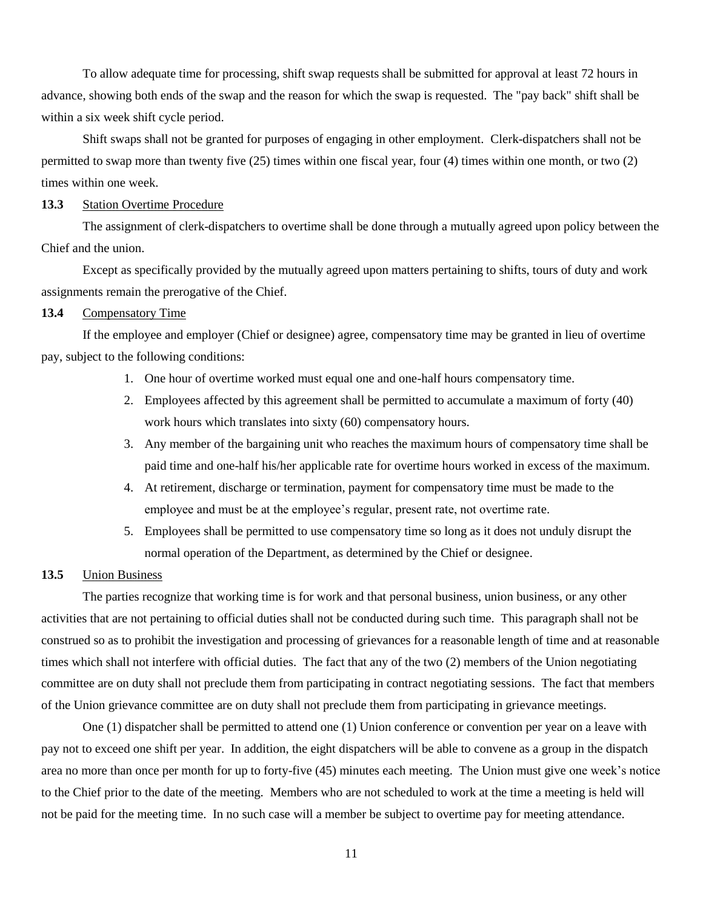To allow adequate time for processing, shift swap requests shall be submitted for approval at least 72 hours in advance, showing both ends of the swap and the reason for which the swap is requested. The "pay back" shift shall be within a six week shift cycle period.

Shift swaps shall not be granted for purposes of engaging in other employment. Clerk-dispatchers shall not be permitted to swap more than twenty five (25) times within one fiscal year, four (4) times within one month, or two (2) times within one week.

**13.3** Station Overtime Procedure

The assignment of clerk-dispatchers to overtime shall be done through a mutually agreed upon policy between the Chief and the union.

Except as specifically provided by the mutually agreed upon matters pertaining to shifts, tours of duty and work assignments remain the prerogative of the Chief.

**13.4** Compensatory Time

If the employee and employer (Chief or designee) agree, compensatory time may be granted in lieu of overtime pay, subject to the following conditions:

1. One hour of overtime worked must equal one and one-half hours compensatory time.
2. Employees affected by this agreement shall be permitted to accumulate a maximum of forty (40) work hours which translates into sixty (60) compensatory hours.
3. Any member of the bargaining unit who reaches the maximum hours of compensatory time shall be paid time and one-half his/her applicable rate for overtime hours worked in excess of the maximum.
4. At retirement, discharge or termination, payment for compensatory time must be made to the employee and must be at the employee's regular, present rate, not overtime rate.
5. Employees shall be permitted to use compensatory time so long as it does not unduly disrupt the normal operation of the Department, as determined by the Chief or designee.

**13.5** Union Business

The parties recognize that working time is for work and that personal business, union business, or any other activities that are not pertaining to official duties shall not be conducted during such time. This paragraph shall not be construed so as to prohibit the investigation and processing of grievances for a reasonable length of time and at reasonable times which shall not interfere with official duties. The fact that any of the two (2) members of the Union negotiating committee are on duty shall not preclude them from participating in contract negotiating sessions. The fact that members of the Union grievance committee are on duty shall not preclude them from participating in grievance meetings.

One (1) dispatcher shall be permitted to attend one (1) Union conference or convention per year on a leave with pay not to exceed one shift per year. In addition, the eight dispatchers will be able to convene as a group in the dispatch area no more than once per month for up to forty-five (45) minutes each meeting. The Union must give one week's notice to the Chief prior to the date of the meeting. Members who are not scheduled to work at the time a meeting is held will not be paid for the meeting time. In no such case will a member be subject to overtime pay for meeting attendance.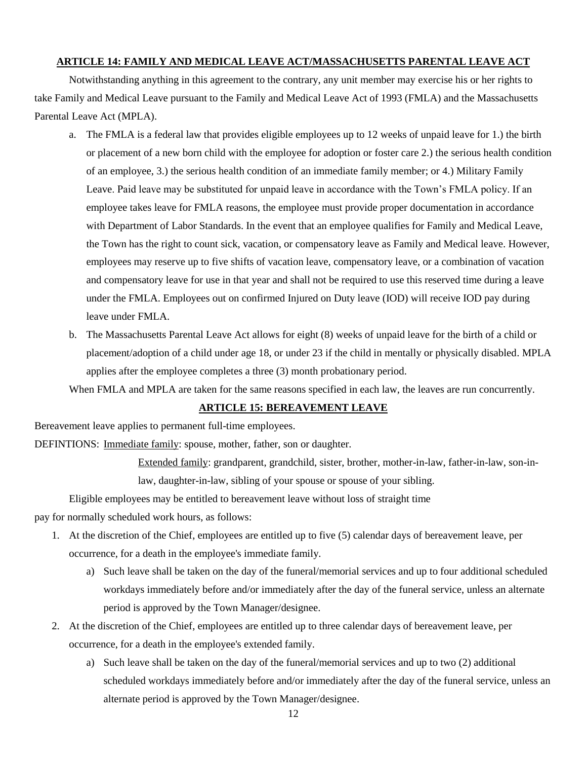## ARTICLE 14: FAMILY AND MEDICAL LEAVE ACT/MASSACHUSETTS PARENTAL LEAVE ACT

Notwithstanding anything in this agreement to the contrary, any unit member may exercise his or her rights to take Family and Medical Leave pursuant to the Family and Medical Leave Act of 1993 (FMLA) and the Massachusetts Parental Leave Act (MPLA).

a. The FMLA is a federal law that provides eligible employees up to 12 weeks of unpaid leave for 1.) the birth or placement of a new born child with the employee for adoption or foster care 2.) the serious health condition of an employee, 3.) the serious health condition of an immediate family member; or 4.) Military Family Leave. Paid leave may be substituted for unpaid leave in accordance with the Town's FMLA policy. If an employee takes leave for FMLA reasons, the employee must provide proper documentation in accordance with Department of Labor Standards. In the event that an employee qualifies for Family and Medical Leave, the Town has the right to count sick, vacation, or compensatory leave as Family and Medical leave. However, employees may reserve up to five shifts of vacation leave, compensatory leave, or a combination of vacation and compensatory leave for use in that year and shall not be required to use this reserved time during a leave under the FMLA. Employees out on confirmed Injured on Duty leave (IOD) will receive IOD pay during leave under FMLA.

b. The Massachusetts Parental Leave Act allows for eight (8) weeks of unpaid leave for the birth of a child or placement/adoption of a child under age 18, or under 23 if the child in mentally or physically disabled. MPLA applies after the employee completes a three (3) month probationary period.

When FMLA and MPLA are taken for the same reasons specified in each law, the leaves are run concurrently.

## ARTICLE 15: BEREAVEMENT LEAVE

Bereavement leave applies to permanent full-time employees.

DEFINTIONS: Immediate family: spouse, mother, father, son or daughter.

Extended family: grandparent, grandchild, sister, brother, mother-in-law, father-in-law, son-in-law, daughter-in-law, sibling of your spouse or spouse of your sibling.

Eligible employees may be entitled to bereavement leave without loss of straight time pay for normally scheduled work hours, as follows:

1. At the discretion of the Chief, employees are entitled up to five (5) calendar days of bereavement leave, per occurrence, for a death in the employee's immediate family.
   a) Such leave shall be taken on the day of the funeral/memorial services and up to four additional scheduled workdays immediately before and/or immediately after the day of the funeral service, unless an alternate period is approved by the Town Manager/designee.
2. At the discretion of the Chief, employees are entitled up to three calendar days of bereavement leave, per occurrence, for a death in the employee's extended family.
   a) Such leave shall be taken on the day of the funeral/memorial services and up to two (2) additional scheduled workdays immediately before and/or immediately after the day of the funeral service, unless an alternate period is approved by the Town Manager/designee.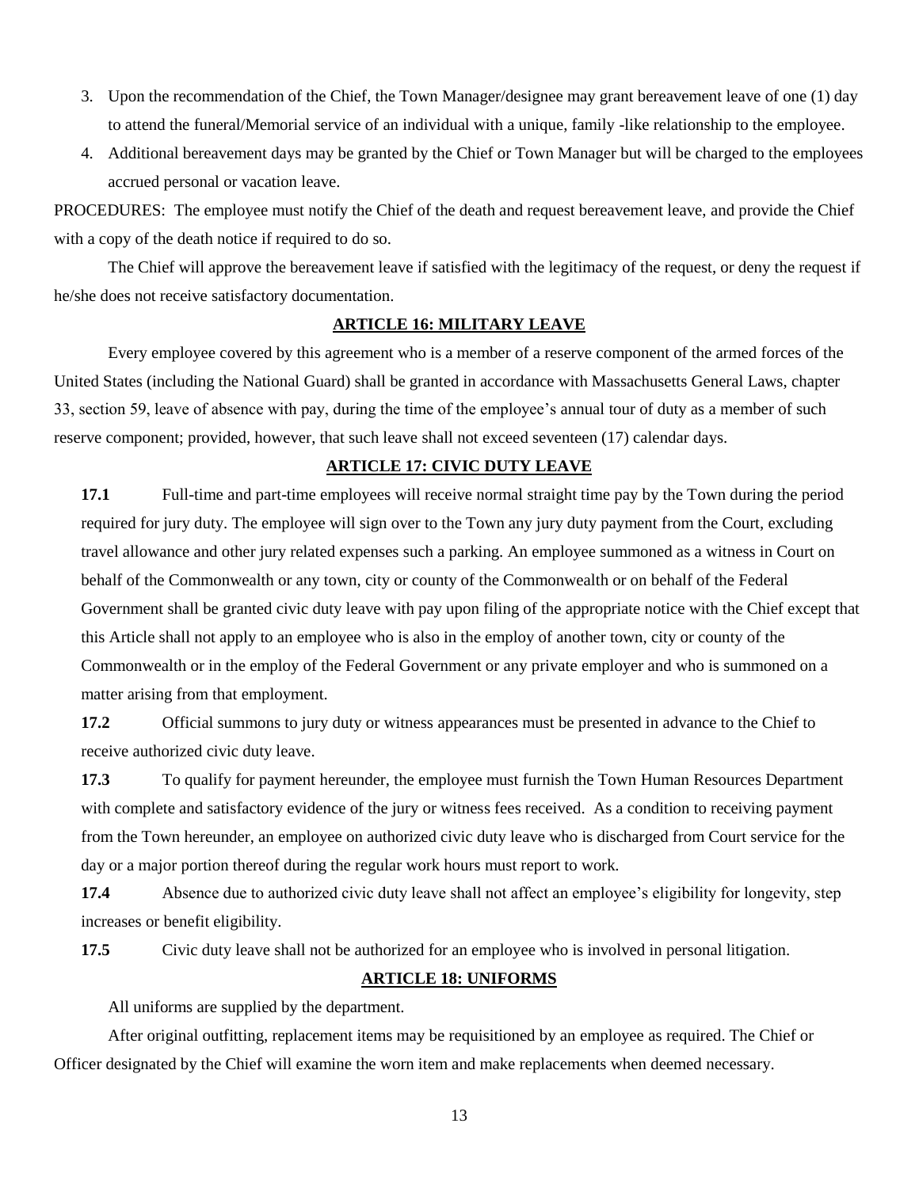3. Upon the recommendation of the Chief, the Town Manager/designee may grant bereavement leave of one (1) day to attend the funeral/Memorial service of an individual with a unique, family -like relationship to the employee.
4. Additional bereavement days may be granted by the Chief or Town Manager but will be charged to the employees accrued personal or vacation leave.

PROCEDURES: The employee must notify the Chief of the death and request bereavement leave, and provide the Chief with a copy of the death notice if required to do so.

The Chief will approve the bereavement leave if satisfied with the legitimacy of the request, or deny the request if he/she does not receive satisfactory documentation.

## ARTICLE 16: MILITARY LEAVE

Every employee covered by this agreement who is a member of a reserve component of the armed forces of the United States (including the National Guard) shall be granted in accordance with Massachusetts General Laws, chapter 33, section 59, leave of absence with pay, during the time of the employee's annual tour of duty as a member of such reserve component; provided, however, that such leave shall not exceed seventeen (17) calendar days.

## ARTICLE 17: CIVIC DUTY LEAVE

**17.1** Full-time and part-time employees will receive normal straight time pay by the Town during the period required for jury duty. The employee will sign over to the Town any jury duty payment from the Court, excluding travel allowance and other jury related expenses such a parking. An employee summoned as a witness in Court on behalf of the Commonwealth or any town, city or county of the Commonwealth or on behalf of the Federal Government shall be granted civic duty leave with pay upon filing of the appropriate notice with the Chief except that this Article shall not apply to an employee who is also in the employ of another town, city or county of the Commonwealth or in the employ of the Federal Government or any private employer and who is summoned on a matter arising from that employment.

**17.2** Official summons to jury duty or witness appearances must be presented in advance to the Chief to receive authorized civic duty leave.

**17.3** To qualify for payment hereunder, the employee must furnish the Town Human Resources Department with complete and satisfactory evidence of the jury or witness fees received. As a condition to receiving payment from the Town hereunder, an employee on authorized civic duty leave who is discharged from Court service for the day or a major portion thereof during the regular work hours must report to work.

**17.4** Absence due to authorized civic duty leave shall not affect an employee's eligibility for longevity, step increases or benefit eligibility.

**17.5** Civic duty leave shall not be authorized for an employee who is involved in personal litigation.

## ARTICLE 18: UNIFORMS

All uniforms are supplied by the department.

After original outfitting, replacement items may be requisitioned by an employee as required. The Chief or Officer designated by the Chief will examine the worn item and make replacements when deemed necessary.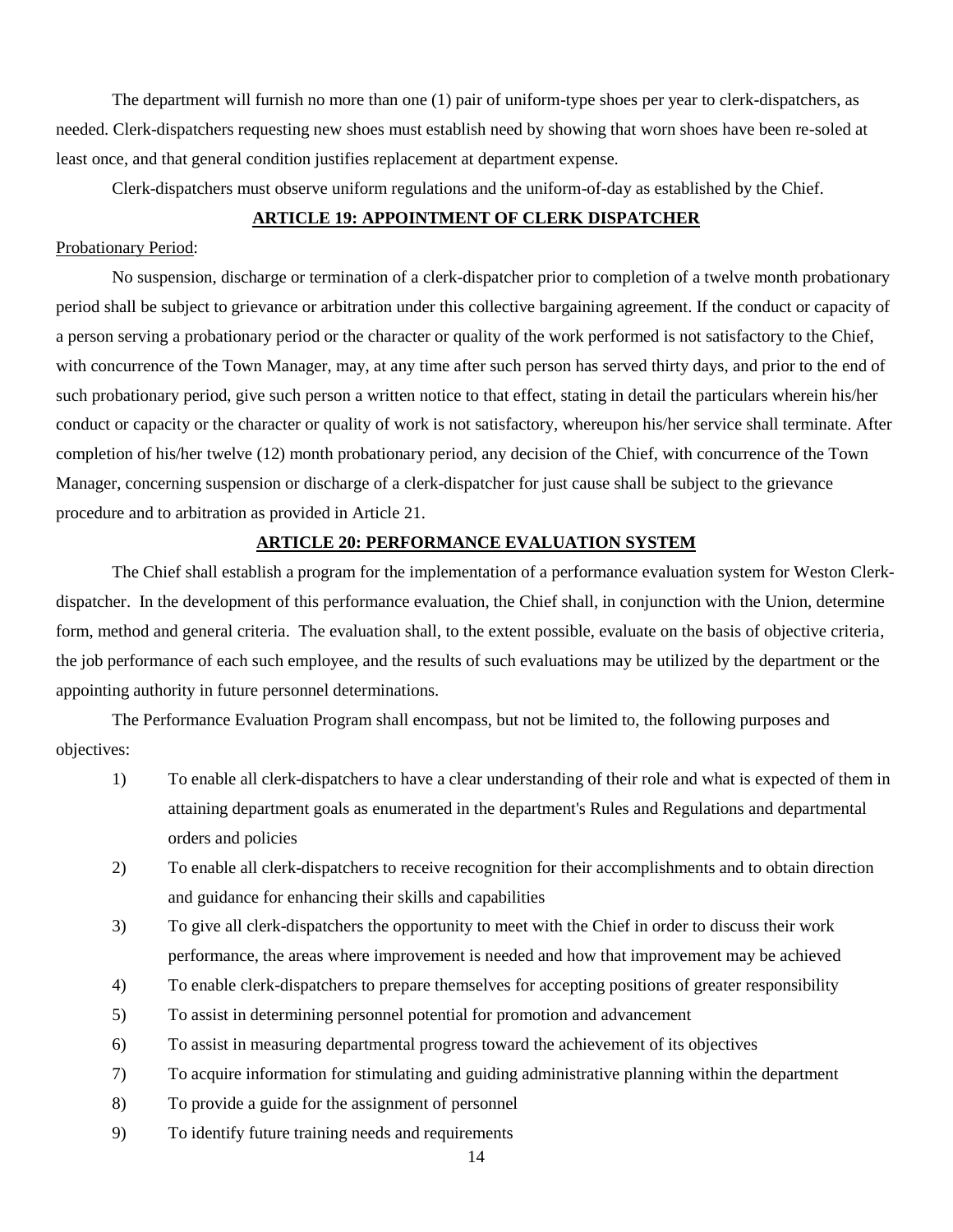The department will furnish no more than one (1) pair of uniform-type shoes per year to clerk-dispatchers, as needed. Clerk-dispatchers requesting new shoes must establish need by showing that worn shoes have been re-soled at least once, and that general condition justifies replacement at department expense.

Clerk-dispatchers must observe uniform regulations and the uniform-of-day as established by the Chief.

## ARTICLE 19: APPOINTMENT OF CLERK DISPATCHER

Probationary Period:

No suspension, discharge or termination of a clerk-dispatcher prior to completion of a twelve month probationary period shall be subject to grievance or arbitration under this collective bargaining agreement. If the conduct or capacity of a person serving a probationary period or the character or quality of the work performed is not satisfactory to the Chief, with concurrence of the Town Manager, may, at any time after such person has served thirty days, and prior to the end of such probationary period, give such person a written notice to that effect, stating in detail the particulars wherein his/her conduct or capacity or the character or quality of work is not satisfactory, whereupon his/her service shall terminate. After completion of his/her twelve (12) month probationary period, any decision of the Chief, with concurrence of the Town Manager, concerning suspension or discharge of a clerk-dispatcher for just cause shall be subject to the grievance procedure and to arbitration as provided in Article 21.

## ARTICLE 20: PERFORMANCE EVALUATION SYSTEM

The Chief shall establish a program for the implementation of a performance evaluation system for Weston Clerk-dispatcher. In the development of this performance evaluation, the Chief shall, in conjunction with the Union, determine form, method and general criteria. The evaluation shall, to the extent possible, evaluate on the basis of objective criteria, the job performance of each such employee, and the results of such evaluations may be utilized by the department or the appointing authority in future personnel determinations.

The Performance Evaluation Program shall encompass, but not be limited to, the following purposes and objectives:

1) To enable all clerk-dispatchers to have a clear understanding of their role and what is expected of them in attaining department goals as enumerated in the department's Rules and Regulations and departmental orders and policies
2) To enable all clerk-dispatchers to receive recognition for their accomplishments and to obtain direction and guidance for enhancing their skills and capabilities
3) To give all clerk-dispatchers the opportunity to meet with the Chief in order to discuss their work performance, the areas where improvement is needed and how that improvement may be achieved
4) To enable clerk-dispatchers to prepare themselves for accepting positions of greater responsibility
5) To assist in determining personnel potential for promotion and advancement
6) To assist in measuring departmental progress toward the achievement of its objectives
7) To acquire information for stimulating and guiding administrative planning within the department
8) To provide a guide for the assignment of personnel
9) To identify future training needs and requirements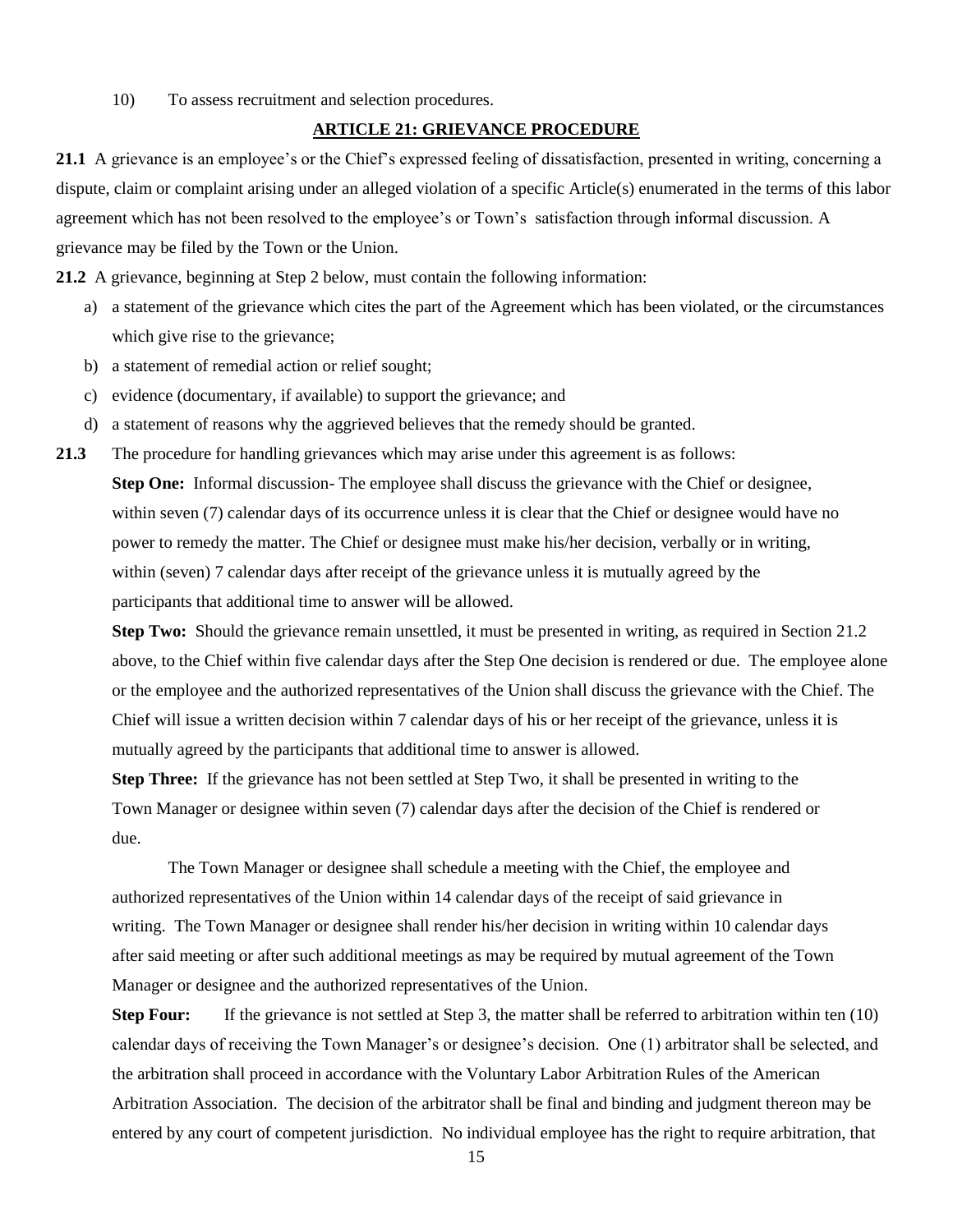10) To assess recruitment and selection procedures.

## ARTICLE 21: GRIEVANCE PROCEDURE

**21.1** A grievance is an employee's or the Chief's expressed feeling of dissatisfaction, presented in writing, concerning a dispute, claim or complaint arising under an alleged violation of a specific Article(s) enumerated in the terms of this labor agreement which has not been resolved to the employee's or Town's satisfaction through informal discussion. A grievance may be filed by the Town or the Union.

**21.2** A grievance, beginning at Step 2 below, must contain the following information:

a) a statement of the grievance which cites the part of the Agreement which has been violated, or the circumstances which give rise to the grievance;
b) a statement of remedial action or relief sought;
c) evidence (documentary, if available) to support the grievance; and
d) a statement of reasons why the aggrieved believes that the remedy should be granted.

**21.3** The procedure for handling grievances which may arise under this agreement is as follows:

**Step One:** Informal discussion- The employee shall discuss the grievance with the Chief or designee, within seven (7) calendar days of its occurrence unless it is clear that the Chief or designee would have no power to remedy the matter. The Chief or designee must make his/her decision, verbally or in writing, within (seven) 7 calendar days after receipt of the grievance unless it is mutually agreed by the participants that additional time to answer will be allowed.

**Step Two:** Should the grievance remain unsettled, it must be presented in writing, as required in Section 21.2 above, to the Chief within five calendar days after the Step One decision is rendered or due. The employee alone or the employee and the authorized representatives of the Union shall discuss the grievance with the Chief. The Chief will issue a written decision within 7 calendar days of his or her receipt of the grievance, unless it is mutually agreed by the participants that additional time to answer is allowed.

**Step Three:** If the grievance has not been settled at Step Two, it shall be presented in writing to the Town Manager or designee within seven (7) calendar days after the decision of the Chief is rendered or due.

The Town Manager or designee shall schedule a meeting with the Chief, the employee and authorized representatives of the Union within 14 calendar days of the receipt of said grievance in writing. The Town Manager or designee shall render his/her decision in writing within 10 calendar days after said meeting or after such additional meetings as may be required by mutual agreement of the Town Manager or designee and the authorized representatives of the Union.

**Step Four:** If the grievance is not settled at Step 3, the matter shall be referred to arbitration within ten (10) calendar days of receiving the Town Manager's or designee's decision. One (1) arbitrator shall be selected, and the arbitration shall proceed in accordance with the Voluntary Labor Arbitration Rules of the American Arbitration Association. The decision of the arbitrator shall be final and binding and judgment thereon may be entered by any court of competent jurisdiction. No individual employee has the right to require arbitration, that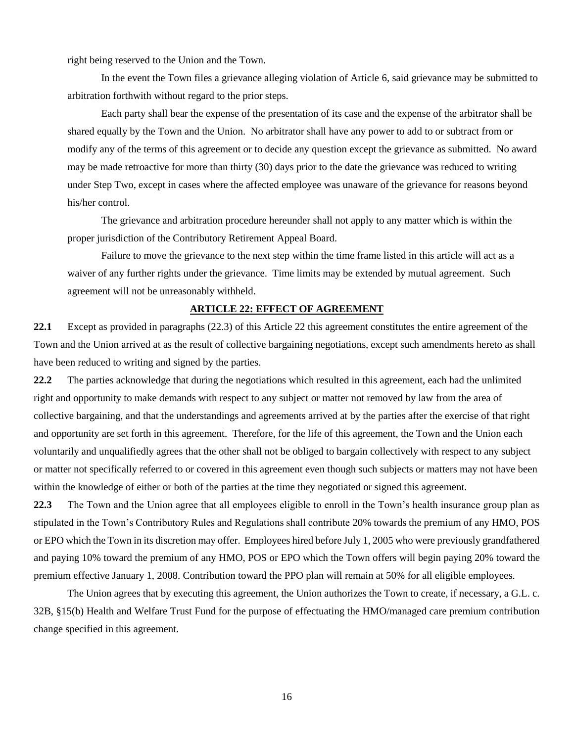right being reserved to the Union and the Town.

In the event the Town files a grievance alleging violation of Article 6, said grievance may be submitted to arbitration forthwith without regard to the prior steps.

Each party shall bear the expense of the presentation of its case and the expense of the arbitrator shall be shared equally by the Town and the Union. No arbitrator shall have any power to add to or subtract from or modify any of the terms of this agreement or to decide any question except the grievance as submitted. No award may be made retroactive for more than thirty (30) days prior to the date the grievance was reduced to writing under Step Two, except in cases where the affected employee was unaware of the grievance for reasons beyond his/her control.

The grievance and arbitration procedure hereunder shall not apply to any matter which is within the proper jurisdiction of the Contributory Retirement Appeal Board.

Failure to move the grievance to the next step within the time frame listed in this article will act as a waiver of any further rights under the grievance. Time limits may be extended by mutual agreement. Such agreement will not be unreasonably withheld.

## ARTICLE 22: EFFECT OF AGREEMENT

**22.1** Except as provided in paragraphs (22.3) of this Article 22 this agreement constitutes the entire agreement of the Town and the Union arrived at as the result of collective bargaining negotiations, except such amendments hereto as shall have been reduced to writing and signed by the parties.

**22.2** The parties acknowledge that during the negotiations which resulted in this agreement, each had the unlimited right and opportunity to make demands with respect to any subject or matter not removed by law from the area of collective bargaining, and that the understandings and agreements arrived at by the parties after the exercise of that right and opportunity are set forth in this agreement. Therefore, for the life of this agreement, the Town and the Union each voluntarily and unqualifiedly agrees that the other shall not be obliged to bargain collectively with respect to any subject or matter not specifically referred to or covered in this agreement even though such subjects or matters may not have been within the knowledge of either or both of the parties at the time they negotiated or signed this agreement.

**22.3** The Town and the Union agree that all employees eligible to enroll in the Town's health insurance group plan as stipulated in the Town's Contributory Rules and Regulations shall contribute 20% towards the premium of any HMO, POS or EPO which the Town in its discretion may offer. Employees hired before July 1, 2005 who were previously grandfathered and paying 10% toward the premium of any HMO, POS or EPO which the Town offers will begin paying 20% toward the premium effective January 1, 2008. Contribution toward the PPO plan will remain at 50% for all eligible employees.

The Union agrees that by executing this agreement, the Union authorizes the Town to create, if necessary, a G.L. c. 32B, §15(b) Health and Welfare Trust Fund for the purpose of effectuating the HMO/managed care premium contribution change specified in this agreement.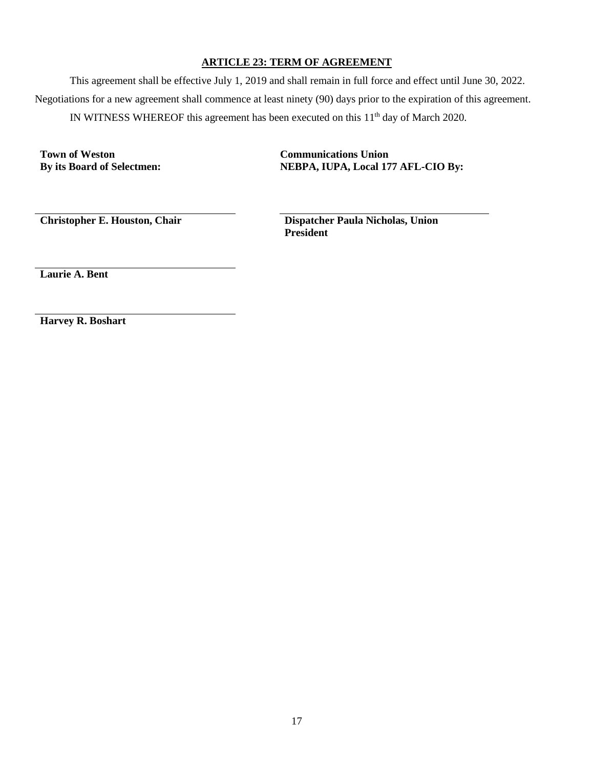## ARTICLE 23: TERM OF AGREEMENT

This agreement shall be effective July 1, 2019 and shall remain in full force and effect until June 30, 2022. Negotiations for a new agreement shall commence at least ninety (90) days prior to the expiration of this agreement.

IN WITNESS WHEREOF this agreement has been executed on this 11th day of March 2020.

**Town of Weston**
**By its Board of Selectmen:**

\_\_\_\_\_\_\_\_\_\_\_\_\_\_\_\_\_\_\_\_\_\_\_\_\_\_\_\_\_\_\_\_\_\_\_\_
**Christopher E. Houston, Chair**

\_\_\_\_\_\_\_\_\_\_\_\_\_\_\_\_\_\_\_\_\_\_\_\_\_\_\_\_\_\_\_\_\_\_\_\_
**Laurie A. Bent**

\_\_\_\_\_\_\_\_\_\_\_\_\_\_\_\_\_\_\_\_\_\_\_\_\_\_\_\_\_\_\_\_\_\_\_\_
**Harvey R. Boshart**

**Communications Union**
**NEBPA, IUPA, Local 177 AFL-CIO By:**

\_\_\_\_\_\_\_\_\_\_\_\_\_\_\_\_\_\_\_\_\_\_\_\_\_\_\_\_\_\_\_\_\_\_\_\_
**Dispatcher Paula Nicholas, Union President**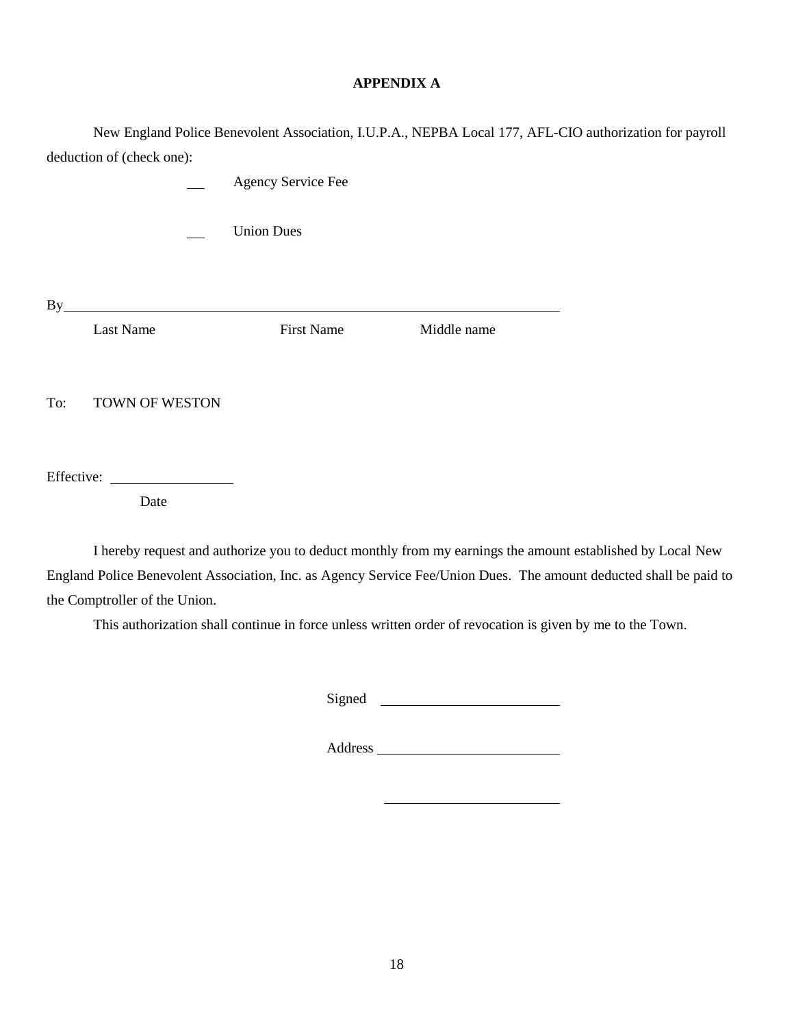# APPENDIX A

New England Police Benevolent Association, I.U.P.A., NEPBA Local 177, AFL-CIO authorization for payroll deduction of (check one):

___ Agency Service Fee

___ Union Dues

By ______________________________________________

Last Name First Name Middle name

To: TOWN OF WESTON

Effective: ______________

Date

I hereby request and authorize you to deduct monthly from my earnings the amount established by Local New England Police Benevolent Association, Inc. as Agency Service Fee/Union Dues. The amount deducted shall be paid to the Comptroller of the Union.

This authorization shall continue in force unless written order of revocation is given by me to the Town.

Signed ______________________

Address ______________________

______________________